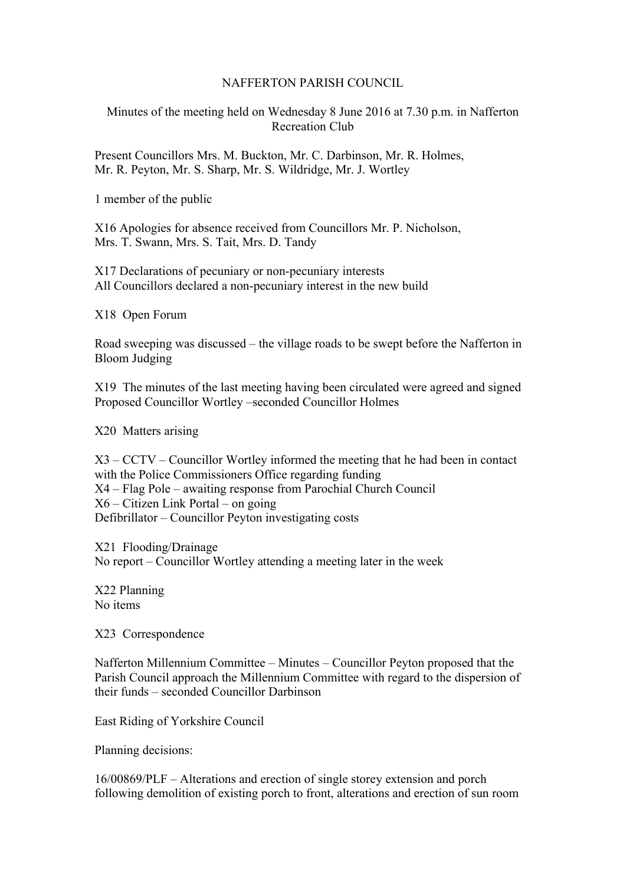# NAFFERTON PARISH COUNCIL

Minutes of the meeting held on Wednesday 8 June 2016 at 7.30 p.m. in Nafferton Recreation Club

Present Councillors Mrs. M. Buckton, Mr. C. Darbinson, Mr. R. Holmes, Mr. R. Peyton, Mr. S. Sharp, Mr. S. Wildridge, Mr. J. Wortley

1 member of the public

X16 Apologies for absence received from Councillors Mr. P. Nicholson, Mrs. T. Swann, Mrs. S. Tait, Mrs. D. Tandy

X17 Declarations of pecuniary or non-pecuniary interests
All Councillors declared a non-pecuniary interest in the new build

X18 Open Forum

Road sweeping was discussed – the village roads to be swept before the Nafferton in Bloom Judging

X19 The minutes of the last meeting having been circulated were agreed and signed
Proposed Councillor Wortley –seconded Councillor Holmes

X20 Matters arising

X3 – CCTV – Councillor Wortley informed the meeting that he had been in contact with the Police Commissioners Office regarding funding
X4 – Flag Pole – awaiting response from Parochial Church Council
X6 – Citizen Link Portal – on going
Defibrillator – Councillor Peyton investigating costs

X21 Flooding/Drainage
No report – Councillor Wortley attending a meeting later in the week

X22 Planning
No items

X23 Correspondence

Nafferton Millennium Committee – Minutes – Councillor Peyton proposed that the Parish Council approach the Millennium Committee with regard to the dispersion of their funds – seconded Councillor Darbinson

East Riding of Yorkshire Council

Planning decisions:

16/00869/PLF – Alterations and erection of single storey extension and porch following demolition of existing porch to front, alterations and erection of sun room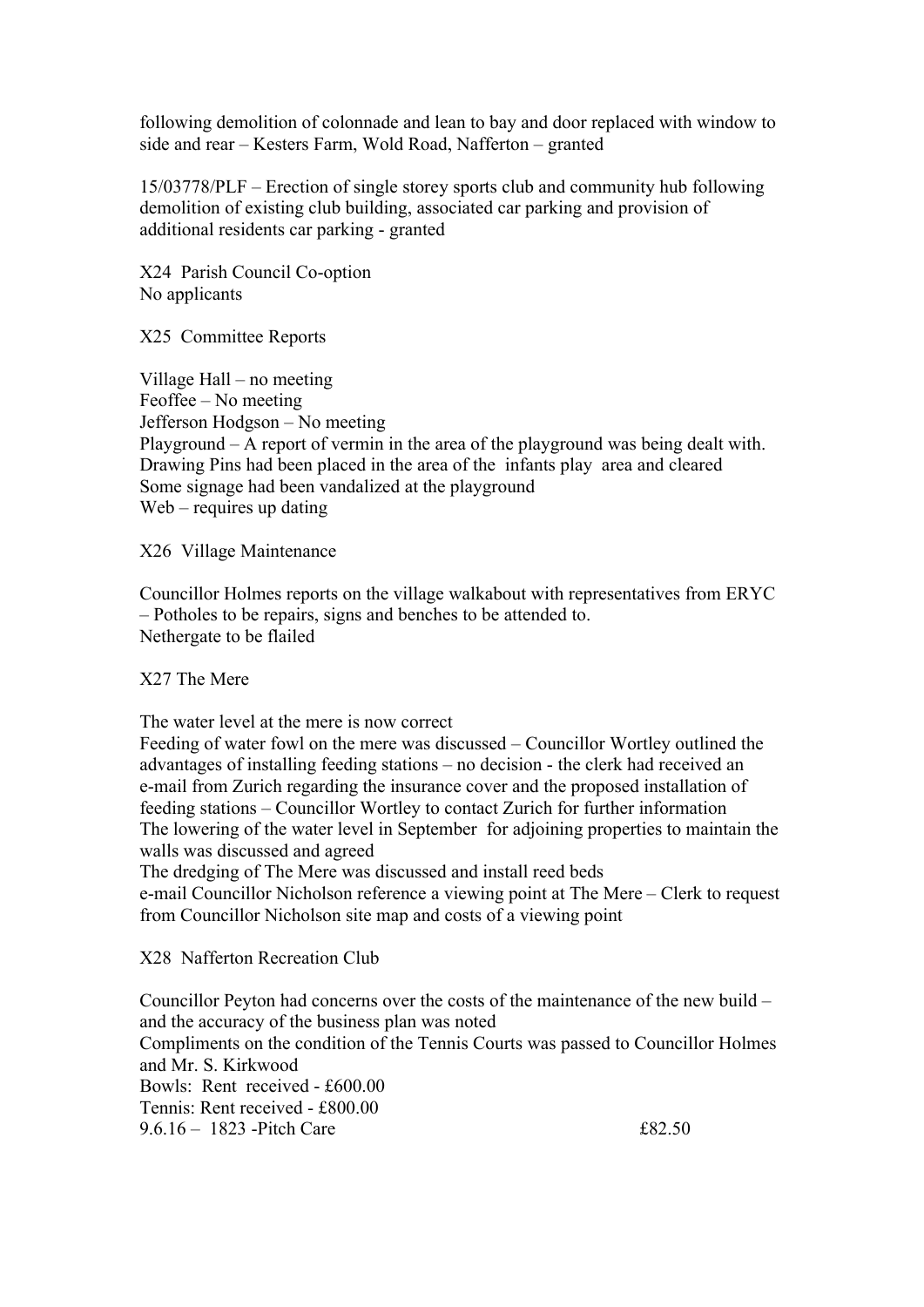following demolition of colonnade and lean to bay and door replaced with window to side and rear – Kesters Farm, Wold Road, Nafferton – granted

15/03778/PLF – Erection of single storey sports club and community hub following demolition of existing club building, associated car parking and provision of additional residents car parking - granted

X24 Parish Council Co-option
No applicants

X25 Committee Reports

Village Hall – no meeting
Feoffee – No meeting
Jefferson Hodgson – No meeting
Playground – A report of vermin in the area of the playground was being dealt with. Drawing Pins had been placed in the area of the infants play area and cleared
Some signage had been vandalized at the playground
Web – requires up dating

X26 Village Maintenance

Councillor Holmes reports on the village walkabout with representatives from ERYC – Potholes to be repairs, signs and benches to be attended to.
Nethergate to be flailed

X27 The Mere

The water level at the mere is now correct
Feeding of water fowl on the mere was discussed – Councillor Wortley outlined the advantages of installing feeding stations – no decision - the clerk had received an e-mail from Zurich regarding the insurance cover and the proposed installation of feeding stations – Councillor Wortley to contact Zurich for further information
The lowering of the water level in September for adjoining properties to maintain the walls was discussed and agreed
The dredging of The Mere was discussed and install reed beds
e-mail Councillor Nicholson reference a viewing point at The Mere – Clerk to request from Councillor Nicholson site map and costs of a viewing point

X28 Nafferton Recreation Club

Councillor Peyton had concerns over the costs of the maintenance of the new build – and the accuracy of the business plan was noted
Compliments on the condition of the Tennis Courts was passed to Councillor Holmes and Mr. S. Kirkwood
Bowls: Rent received - £600.00
Tennis: Rent received - £800.00
9.6.16 – 1823 -Pitch Care £82.50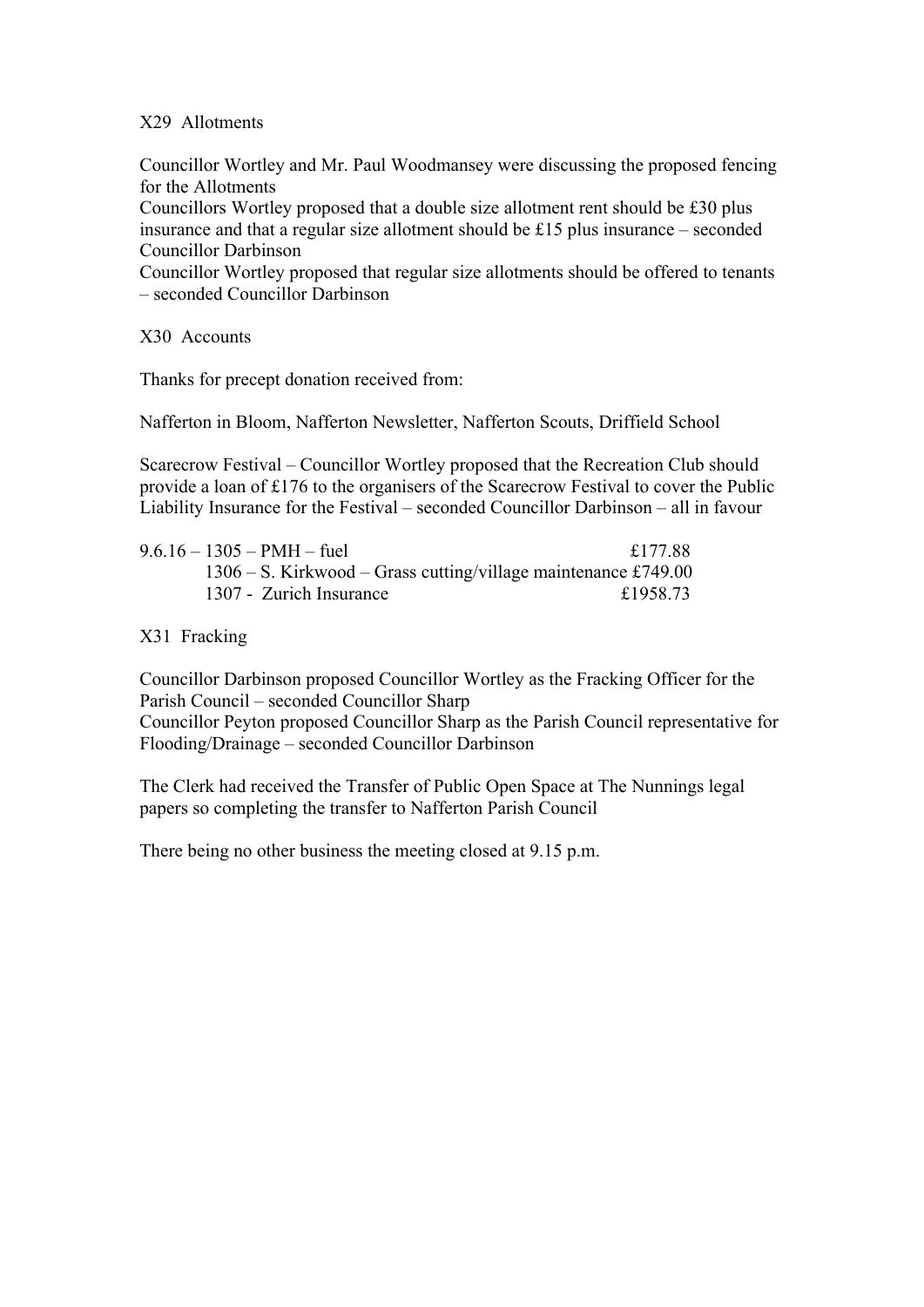## X29 Allotments

Councillor Wortley and Mr. Paul Woodmansey were discussing the proposed fencing for the Allotments

Councillors Wortley proposed that a double size allotment rent should be £30 plus insurance and that a regular size allotment should be £15 plus insurance – seconded Councillor Darbinson

Councillor Wortley proposed that regular size allotments should be offered to tenants – seconded Councillor Darbinson

## X30 Accounts

Thanks for precept donation received from:

Nafferton in Bloom, Nafferton Newsletter, Nafferton Scouts, Driffield School

Scarecrow Festival – Councillor Wortley proposed that the Recreation Club should provide a loan of £176 to the organisers of the Scarecrow Festival to cover the Public Liability Insurance for the Festival – seconded Councillor Darbinson – all in favour

| | | |
|---|---|---|
| 9.6.16 – 1305 – PMH – fuel | | £177.88 |
| | 1306 – S. Kirkwood – Grass cutting/village maintenance | £749.00 |
| | 1307 - Zurich Insurance | £1958.73 |

## X31 Fracking

Councillor Darbinson proposed Councillor Wortley as the Fracking Officer for the Parish Council – seconded Councillor Sharp

Councillor Peyton proposed Councillor Sharp as the Parish Council representative for Flooding/Drainage – seconded Councillor Darbinson

The Clerk had received the Transfer of Public Open Space at The Nunnings legal papers so completing the transfer to Nafferton Parish Council

There being no other business the meeting closed at 9.15 p.m.